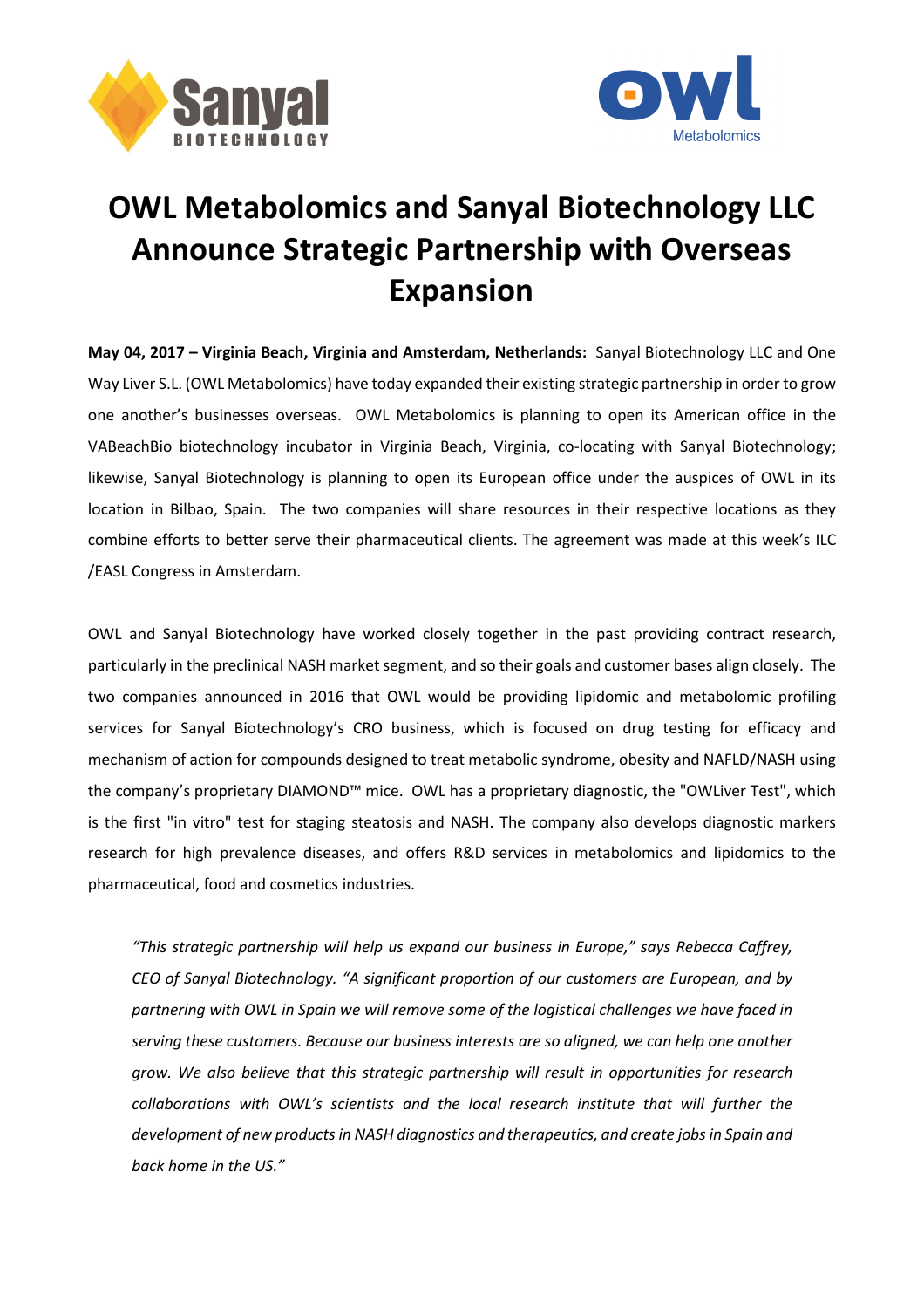# OWL Metabolomics and Sanyal Biotechnology LLC Announce Strategic Partnership with Overseas Expansion

**May 04, 2017 – Virginia Beach, Virginia and Amsterdam, Netherlands:** Sanyal Biotechnology LLC and One Way Liver S.L. (OWL Metabolomics) have today expanded their existing strategic partnership in order to grow one another's businesses overseas. OWL Metabolomics is planning to open its American office in the VABeachBio biotechnology incubator in Virginia Beach, Virginia, co-locating with Sanyal Biotechnology; likewise, Sanyal Biotechnology is planning to open its European office under the auspices of OWL in its location in Bilbao, Spain. The two companies will share resources in their respective locations as they combine efforts to better serve their pharmaceutical clients. The agreement was made at this week's ILC /EASL Congress in Amsterdam.

OWL and Sanyal Biotechnology have worked closely together in the past providing contract research, particularly in the preclinical NASH market segment, and so their goals and customer bases align closely. The two companies announced in 2016 that OWL would be providing lipidomic and metabolomic profiling services for Sanyal Biotechnology's CRO business, which is focused on drug testing for efficacy and mechanism of action for compounds designed to treat metabolic syndrome, obesity and NAFLD/NASH using the company's proprietary DIAMOND™ mice. OWL has a proprietary diagnostic, the "OWLiver Test", which is the first "in vitro" test for staging steatosis and NASH. The company also develops diagnostic markers research for high prevalence diseases, and offers R&D services in metabolomics and lipidomics to the pharmaceutical, food and cosmetics industries.

> *"This strategic partnership will help us expand our business in Europe," says Rebecca Caffrey, CEO of Sanyal Biotechnology. "A significant proportion of our customers are European, and by partnering with OWL in Spain we will remove some of the logistical challenges we have faced in serving these customers. Because our business interests are so aligned, we can help one another grow. We also believe that this strategic partnership will result in opportunities for research collaborations with OWL's scientists and the local research institute that will further the development of new products in NASH diagnostics and therapeutics, and create jobs in Spain and back home in the US."*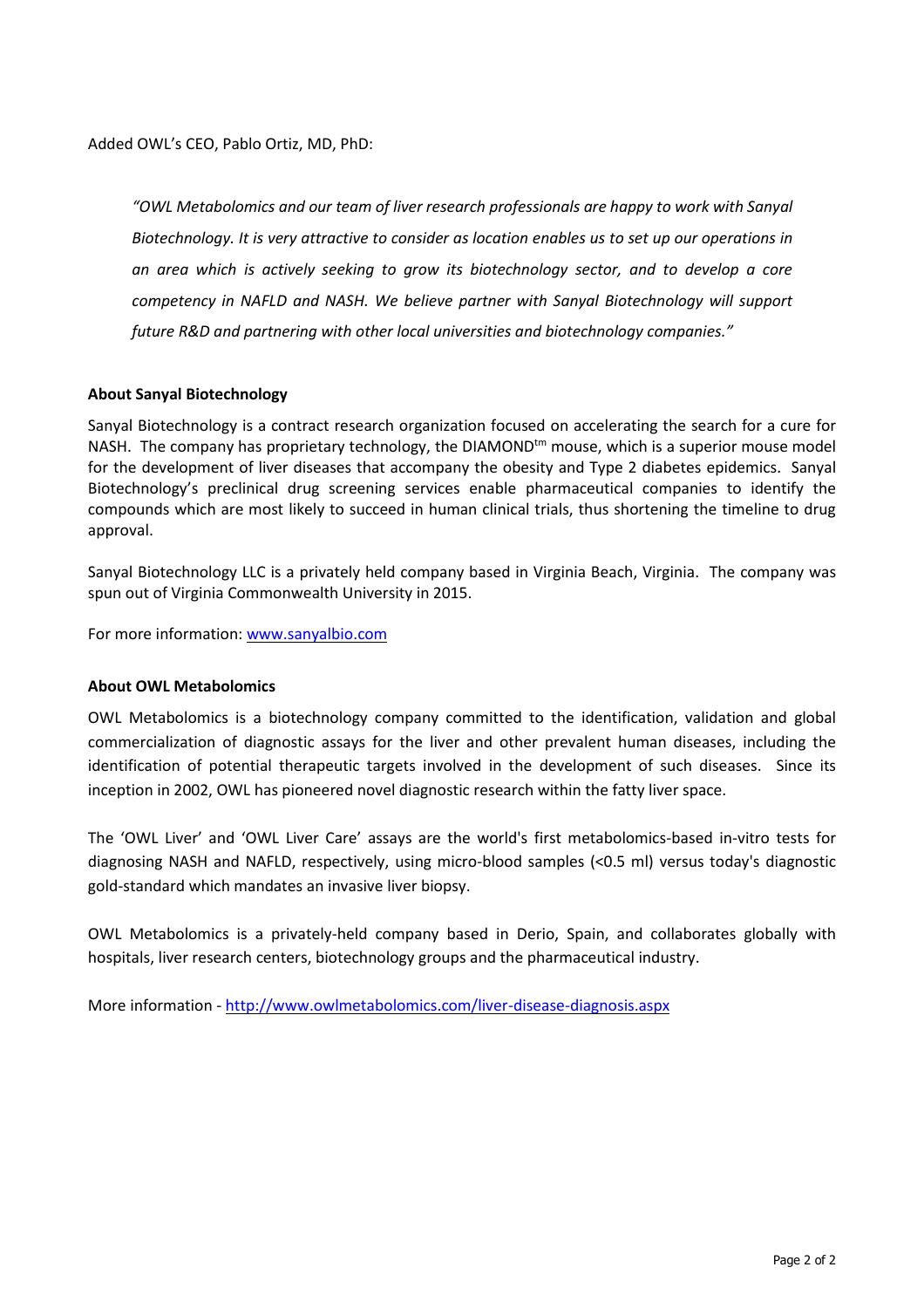Added OWL's CEO, Pablo Ortiz, MD, PhD:

> *"OWL Metabolomics and our team of liver research professionals are happy to work with Sanyal Biotechnology. It is very attractive to consider as location enables us to set up our operations in an area which is actively seeking to grow its biotechnology sector, and to develop a core competency in NAFLD and NASH. We believe partner with Sanyal Biotechnology will support future R&D and partnering with other local universities and biotechnology companies."*

**About Sanyal Biotechnology**

Sanyal Biotechnology is a contract research organization focused on accelerating the search for a cure for NASH. The company has proprietary technology, the DIAMOND[tm] mouse, which is a superior mouse model for the development of liver diseases that accompany the obesity and Type 2 diabetes epidemics. Sanyal Biotechnology's preclinical drug screening services enable pharmaceutical companies to identify the compounds which are most likely to succeed in human clinical trials, thus shortening the timeline to drug approval.

Sanyal Biotechnology LLC is a privately held company based in Virginia Beach, Virginia. The company was spun out of Virginia Commonwealth University in 2015.

For more information: www.sanyalbio.com

**About OWL Metabolomics**

OWL Metabolomics is a biotechnology company committed to the identification, validation and global commercialization of diagnostic assays for the liver and other prevalent human diseases, including the identification of potential therapeutic targets involved in the development of such diseases. Since its inception in 2002, OWL has pioneered novel diagnostic research within the fatty liver space.

The 'OWL Liver' and 'OWL Liver Care' assays are the world's first metabolomics-based in-vitro tests for diagnosing NASH and NAFLD, respectively, using micro-blood samples (<0.5 ml) versus today's diagnostic gold-standard which mandates an invasive liver biopsy.

OWL Metabolomics is a privately-held company based in Derio, Spain, and collaborates globally with hospitals, liver research centers, biotechnology groups and the pharmaceutical industry.

More information - http://www.owlmetabolomics.com/liver-disease-diagnosis.aspx